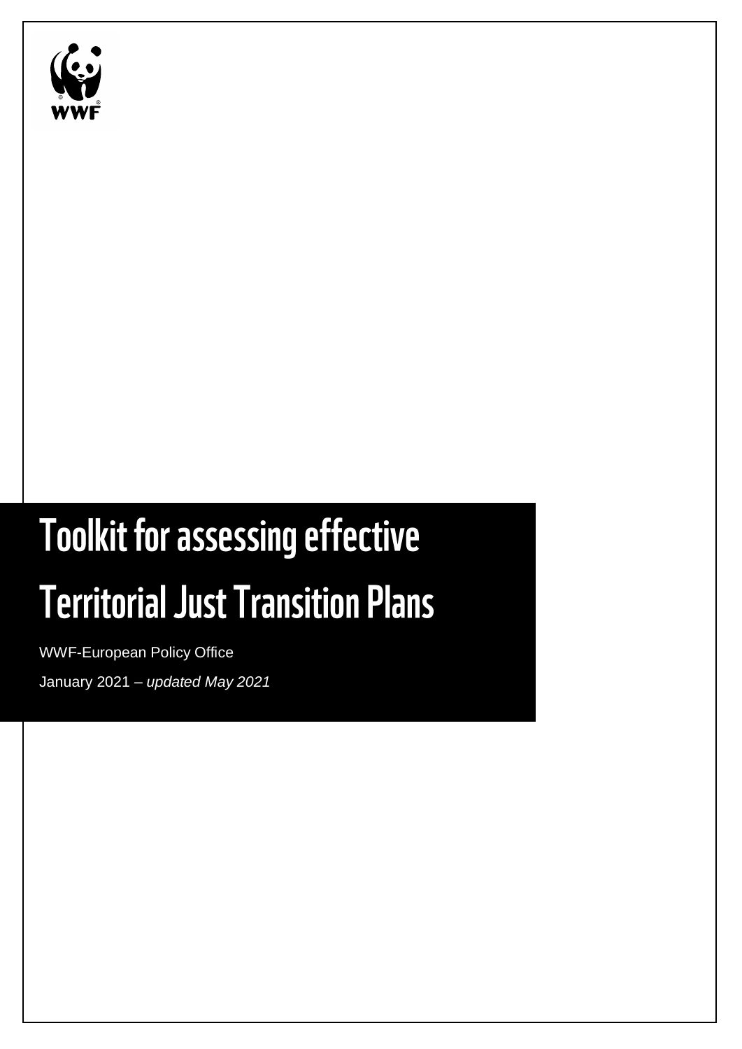# Toolkit for assessing effective Territorial Just Transition Plans

WWF-European Policy Office

January 2021 – *updated May 2021*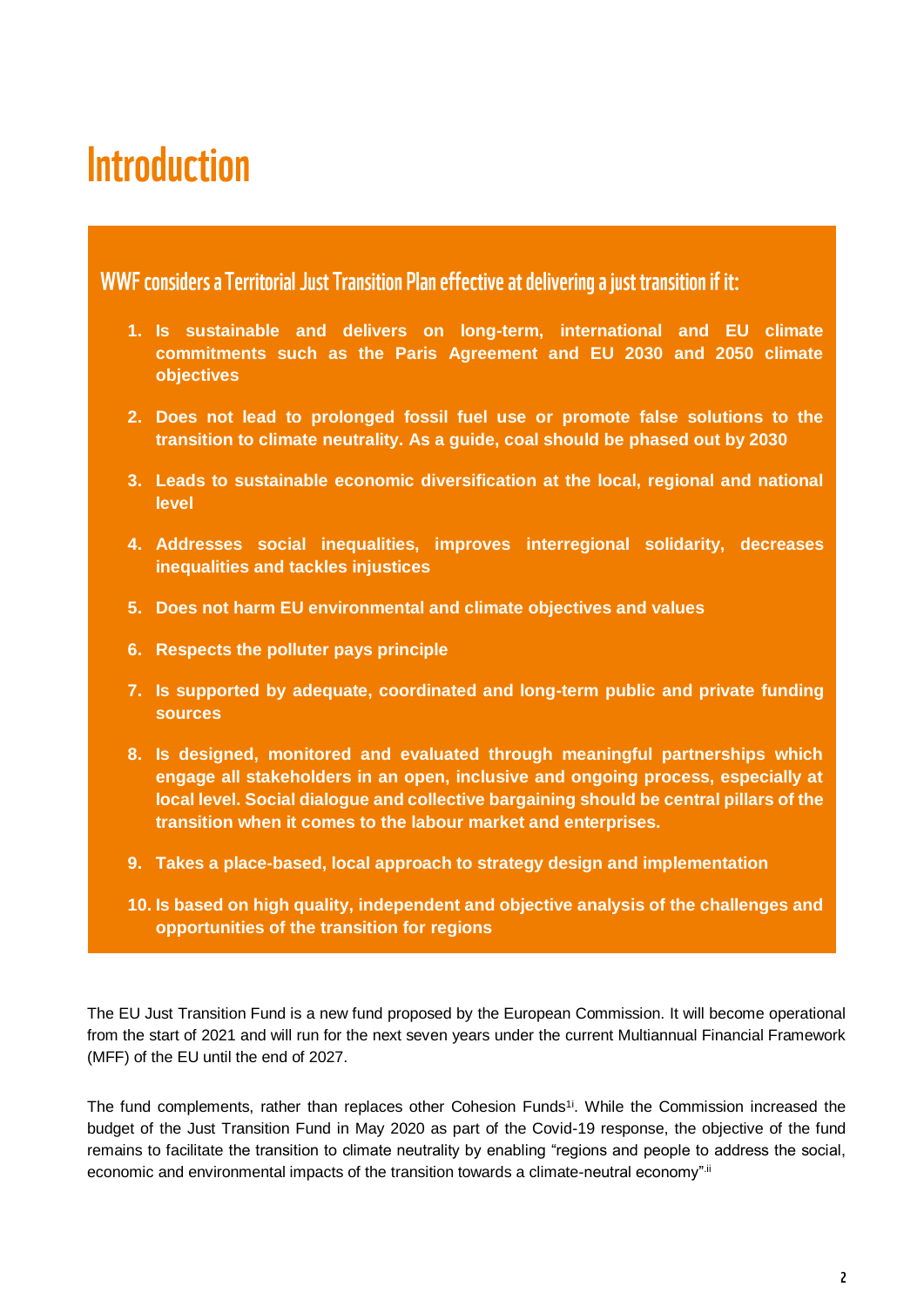# Introduction

### WWF considers a Territorial Just Transition Plan effective at delivering a just transition if it:

1. **Is sustainable and delivers on long-term, international and EU climate commitments such as the Paris Agreement and EU 2030 and 2050 climate objectives**
2. **Does not lead to prolonged fossil fuel use or promote false solutions to the transition to climate neutrality. As a guide, coal should be phased out by 2030**
3. **Leads to sustainable economic diversification at the local, regional and national level**
4. **Addresses social inequalities, improves interregional solidarity, decreases inequalities and tackles injustices**
5. **Does not harm EU environmental and climate objectives and values**
6. **Respects the polluter pays principle**
7. **Is supported by adequate, coordinated and long-term public and private funding sources**
8. **Is designed, monitored and evaluated through meaningful partnerships which engage all stakeholders in an open, inclusive and ongoing process, especially at local level. Social dialogue and collective bargaining should be central pillars of the transition when it comes to the labour market and enterprises.**
9. **Takes a place-based, local approach to strategy design and implementation**
10. **Is based on high quality, independent and objective analysis of the challenges and opportunities of the transition for regions**

The EU Just Transition Fund is a new fund proposed by the European Commission. It will become operational from the start of 2021 and will run for the next seven years under the current Multiannual Financial Framework (MFF) of the EU until the end of 2027.

The fund complements, rather than replaces other Cohesion Funds[1i]. While the Commission increased the budget of the Just Transition Fund in May 2020 as part of the Covid-19 response, the objective of the fund remains to facilitate the transition to climate neutrality by enabling "regions and people to address the social, economic and environmental impacts of the transition towards a climate-neutral economy".[ii]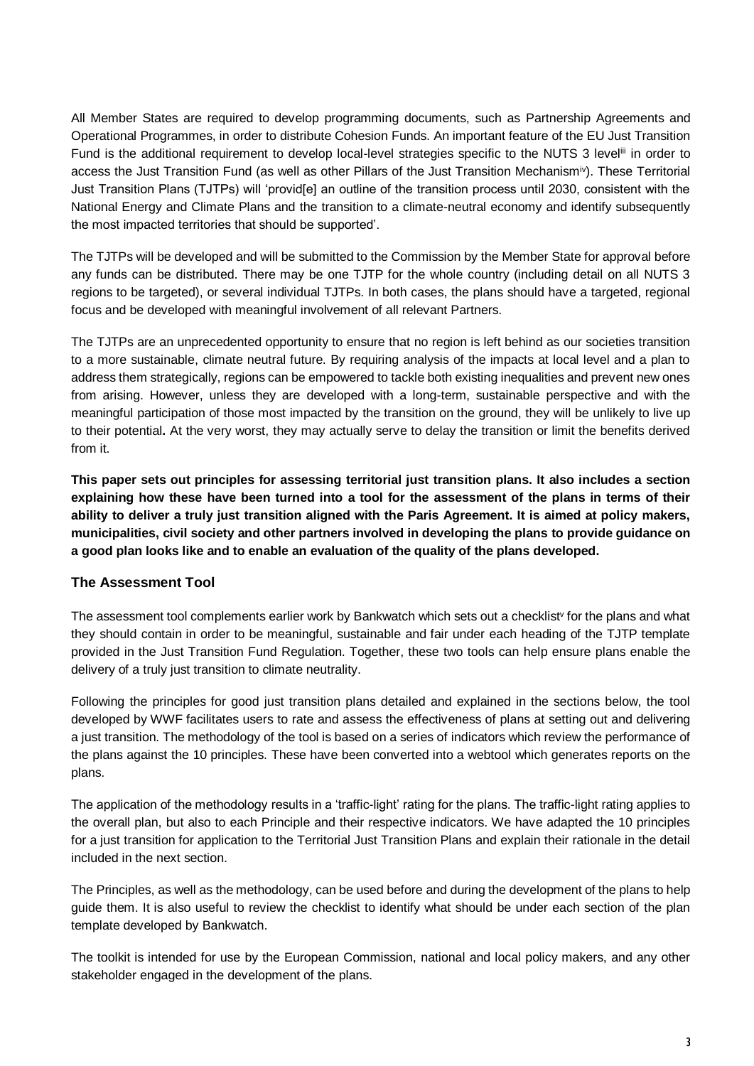All Member States are required to develop programming documents, such as Partnership Agreements and Operational Programmes, in order to distribute Cohesion Funds. An important feature of the EU Just Transition Fund is the additional requirement to develop local-level strategies specific to the NUTS 3 level[iii] in order to access the Just Transition Fund (as well as other Pillars of the Just Transition Mechanism[iv]). These Territorial Just Transition Plans (TJTPs) will 'provid[e] an outline of the transition process until 2030, consistent with the National Energy and Climate Plans and the transition to a climate-neutral economy and identify subsequently the most impacted territories that should be supported'.

The TJTPs will be developed and will be submitted to the Commission by the Member State for approval before any funds can be distributed. There may be one TJTP for the whole country (including detail on all NUTS 3 regions to be targeted), or several individual TJTPs. In both cases, the plans should have a targeted, regional focus and be developed with meaningful involvement of all relevant Partners.

The TJTPs are an unprecedented opportunity to ensure that no region is left behind as our societies transition to a more sustainable, climate neutral future. By requiring analysis of the impacts at local level and a plan to address them strategically, regions can be empowered to tackle both existing inequalities and prevent new ones from arising. However, unless they are developed with a long-term, sustainable perspective and with the meaningful participation of those most impacted by the transition on the ground, they will be unlikely to live up to their potential**.** At the very worst, they may actually serve to delay the transition or limit the benefits derived from it.

**This paper sets out principles for assessing territorial just transition plans. It also includes a section explaining how these have been turned into a tool for the assessment of the plans in terms of their ability to deliver a truly just transition aligned with the Paris Agreement. It is aimed at policy makers, municipalities, civil society and other partners involved in developing the plans to provide guidance on a good plan looks like and to enable an evaluation of the quality of the plans developed.**

### The Assessment Tool

The assessment tool complements earlier work by Bankwatch which sets out a checklist[v] for the plans and what they should contain in order to be meaningful, sustainable and fair under each heading of the TJTP template provided in the Just Transition Fund Regulation. Together, these two tools can help ensure plans enable the delivery of a truly just transition to climate neutrality.

Following the principles for good just transition plans detailed and explained in the sections below, the tool developed by WWF facilitates users to rate and assess the effectiveness of plans at setting out and delivering a just transition. The methodology of the tool is based on a series of indicators which review the performance of the plans against the 10 principles. These have been converted into a webtool which generates reports on the plans.

The application of the methodology results in a 'traffic-light' rating for the plans. The traffic-light rating applies to the overall plan, but also to each Principle and their respective indicators. We have adapted the 10 principles for a just transition for application to the Territorial Just Transition Plans and explain their rationale in the detail included in the next section.

The Principles, as well as the methodology, can be used before and during the development of the plans to help guide them. It is also useful to review the checklist to identify what should be under each section of the plan template developed by Bankwatch.

The toolkit is intended for use by the European Commission, national and local policy makers, and any other stakeholder engaged in the development of the plans.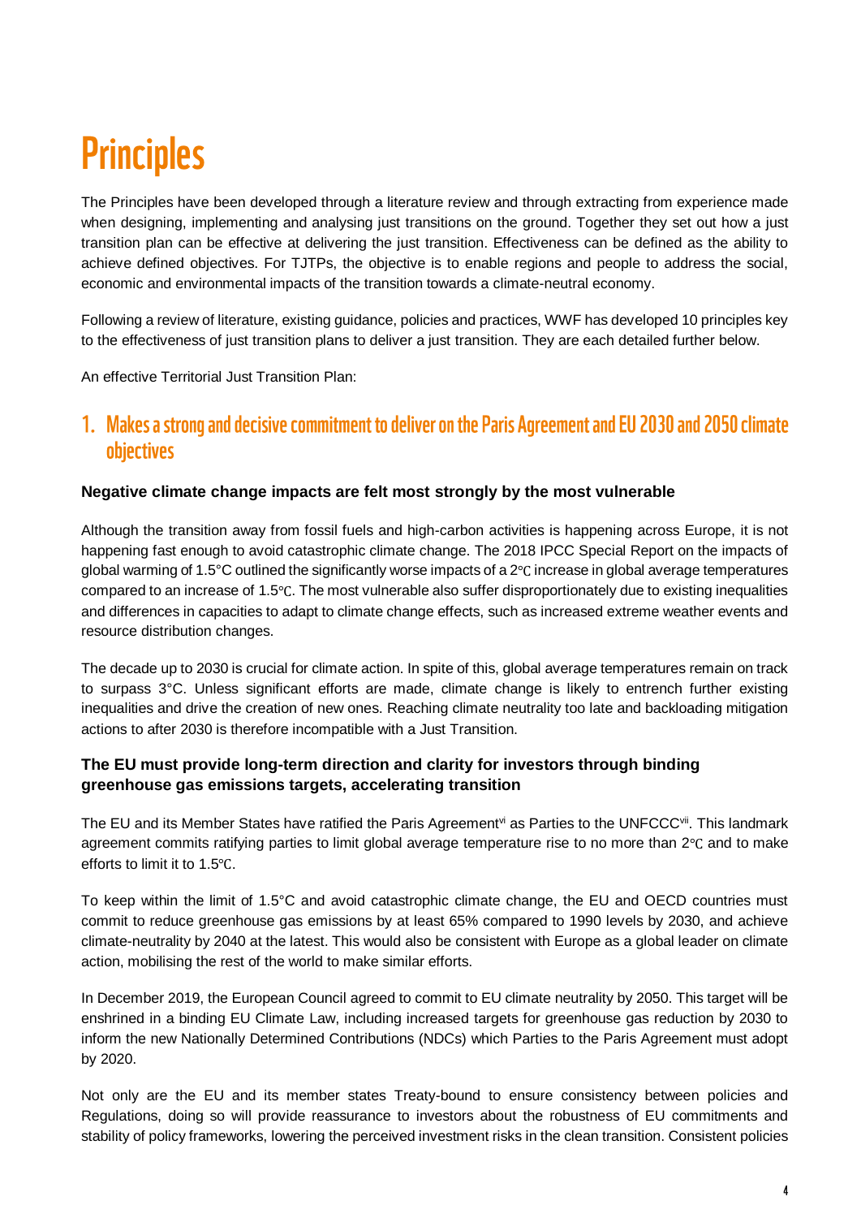# Principles

The Principles have been developed through a literature review and through extracting from experience made when designing, implementing and analysing just transitions on the ground. Together they set out how a just transition plan can be effective at delivering the just transition. Effectiveness can be defined as the ability to achieve defined objectives. For TJTPs, the objective is to enable regions and people to address the social, economic and environmental impacts of the transition towards a climate-neutral economy.

Following a review of literature, existing guidance, policies and practices, WWF has developed 10 principles key to the effectiveness of just transition plans to deliver a just transition. They are each detailed further below.

An effective Territorial Just Transition Plan:

## 1. Makes a strong and decisive commitment to deliver on the Paris Agreement and EU 2030 and 2050 climate objectives

### Negative climate change impacts are felt most strongly by the most vulnerable

Although the transition away from fossil fuels and high-carbon activities is happening across Europe, it is not happening fast enough to avoid catastrophic climate change. The 2018 IPCC Special Report on the impacts of global warming of 1.5°C outlined the significantly worse impacts of a 2℃ increase in global average temperatures compared to an increase of 1.5℃. The most vulnerable also suffer disproportionately due to existing inequalities and differences in capacities to adapt to climate change effects, such as increased extreme weather events and resource distribution changes.

The decade up to 2030 is crucial for climate action. In spite of this, global average temperatures remain on track to surpass 3°C. Unless significant efforts are made, climate change is likely to entrench further existing inequalities and drive the creation of new ones. Reaching climate neutrality too late and backloading mitigation actions to after 2030 is therefore incompatible with a Just Transition.

### The EU must provide long-term direction and clarity for investors through binding greenhouse gas emissions targets, accelerating transition

The EU and its Member States have ratified the Paris Agreement[vi] as Parties to the UNFCCC[vii]. This landmark agreement commits ratifying parties to limit global average temperature rise to no more than 2℃ and to make efforts to limit it to 1.5℃.

To keep within the limit of 1.5°C and avoid catastrophic climate change, the EU and OECD countries must commit to reduce greenhouse gas emissions by at least 65% compared to 1990 levels by 2030, and achieve climate-neutrality by 2040 at the latest. This would also be consistent with Europe as a global leader on climate action, mobilising the rest of the world to make similar efforts.

In December 2019, the European Council agreed to commit to EU climate neutrality by 2050. This target will be enshrined in a binding EU Climate Law, including increased targets for greenhouse gas reduction by 2030 to inform the new Nationally Determined Contributions (NDCs) which Parties to the Paris Agreement must adopt by 2020.

Not only are the EU and its member states Treaty-bound to ensure consistency between policies and Regulations, doing so will provide reassurance to investors about the robustness of EU commitments and stability of policy frameworks, lowering the perceived investment risks in the clean transition. Consistent policies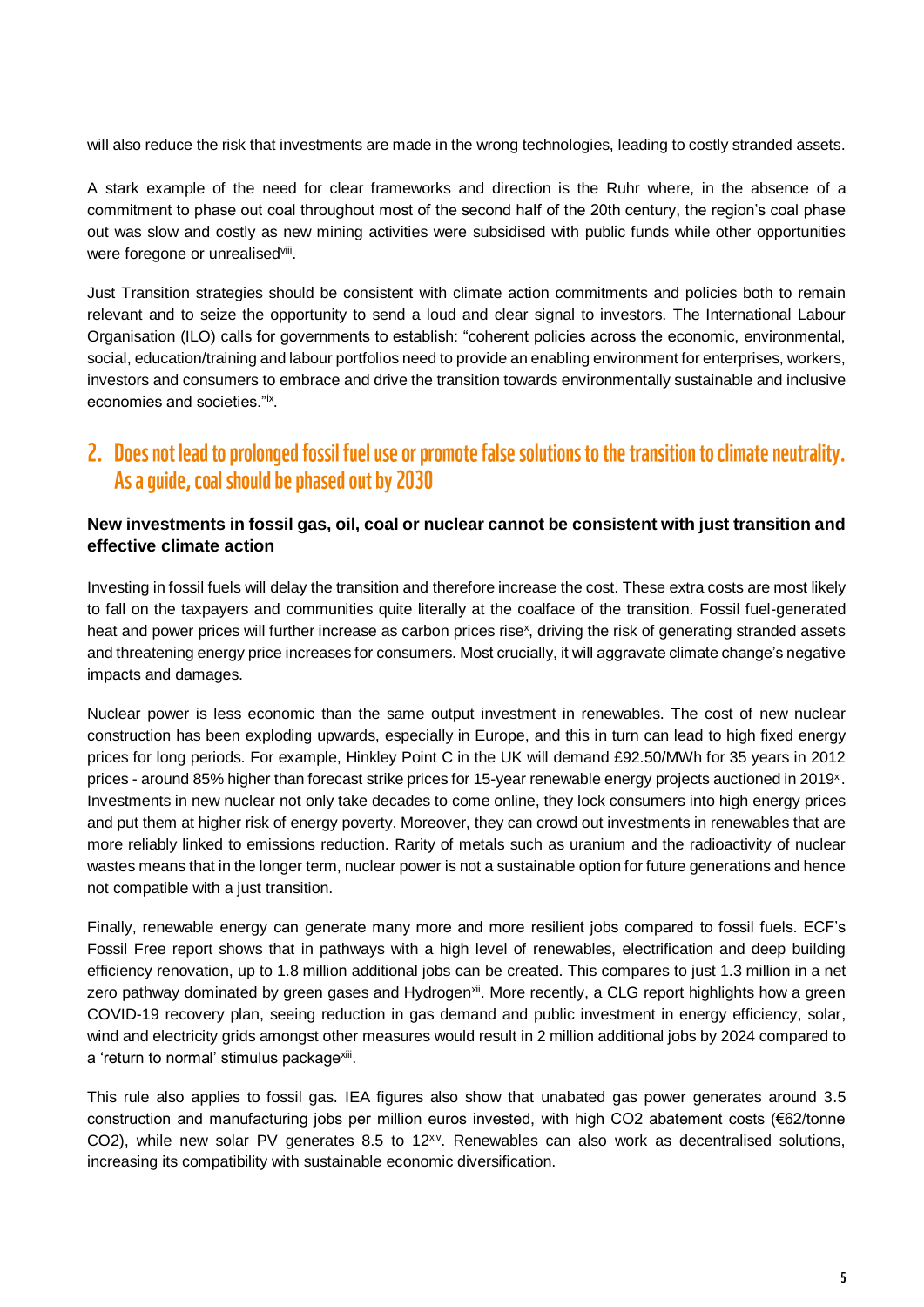will also reduce the risk that investments are made in the wrong technologies, leading to costly stranded assets.

A stark example of the need for clear frameworks and direction is the Ruhr where, in the absence of a commitment to phase out coal throughout most of the second half of the 20th century, the region's coal phase out was slow and costly as new mining activities were subsidised with public funds while other opportunities were foregone or unrealised[viii].

Just Transition strategies should be consistent with climate action commitments and policies both to remain relevant and to seize the opportunity to send a loud and clear signal to investors. The International Labour Organisation (ILO) calls for governments to establish: "coherent policies across the economic, environmental, social, education/training and labour portfolios need to provide an enabling environment for enterprises, workers, investors and consumers to embrace and drive the transition towards environmentally sustainable and inclusive economies and societies."[ix].

## 2. Does not lead to prolonged fossil fuel use or promote false solutions to the transition to climate neutrality. As a guide, coal should be phased out by 2030

### New investments in fossil gas, oil, coal or nuclear cannot be consistent with just transition and effective climate action

Investing in fossil fuels will delay the transition and therefore increase the cost. These extra costs are most likely to fall on the taxpayers and communities quite literally at the coalface of the transition. Fossil fuel-generated heat and power prices will further increase as carbon prices rise[x], driving the risk of generating stranded assets and threatening energy price increases for consumers. Most crucially, it will aggravate climate change's negative impacts and damages.

Nuclear power is less economic than the same output investment in renewables. The cost of new nuclear construction has been exploding upwards, especially in Europe, and this in turn can lead to high fixed energy prices for long periods. For example, Hinkley Point C in the UK will demand £92.50/MWh for 35 years in 2012 prices - around 85% higher than forecast strike prices for 15-year renewable energy projects auctioned in 2019[xi]. Investments in new nuclear not only take decades to come online, they lock consumers into high energy prices and put them at higher risk of energy poverty. Moreover, they can crowd out investments in renewables that are more reliably linked to emissions reduction. Rarity of metals such as uranium and the radioactivity of nuclear wastes means that in the longer term, nuclear power is not a sustainable option for future generations and hence not compatible with a just transition.

Finally, renewable energy can generate many more and more resilient jobs compared to fossil fuels. ECF's Fossil Free report shows that in pathways with a high level of renewables, electrification and deep building efficiency renovation, up to 1.8 million additional jobs can be created. This compares to just 1.3 million in a net zero pathway dominated by green gases and Hydrogen[xii]. More recently, a CLG report highlights how a green COVID-19 recovery plan, seeing reduction in gas demand and public investment in energy efficiency, solar, wind and electricity grids amongst other measures would result in 2 million additional jobs by 2024 compared to a 'return to normal' stimulus package[xiii].

This rule also applies to fossil gas. IEA figures also show that unabated gas power generates around 3.5 construction and manufacturing jobs per million euros invested, with high $CO_2$ abatement costs (€62/tonne $CO_2$), while new solar PV generates 8.5 to 12[xiv]. Renewables can also work as decentralised solutions, increasing its compatibility with sustainable economic diversification.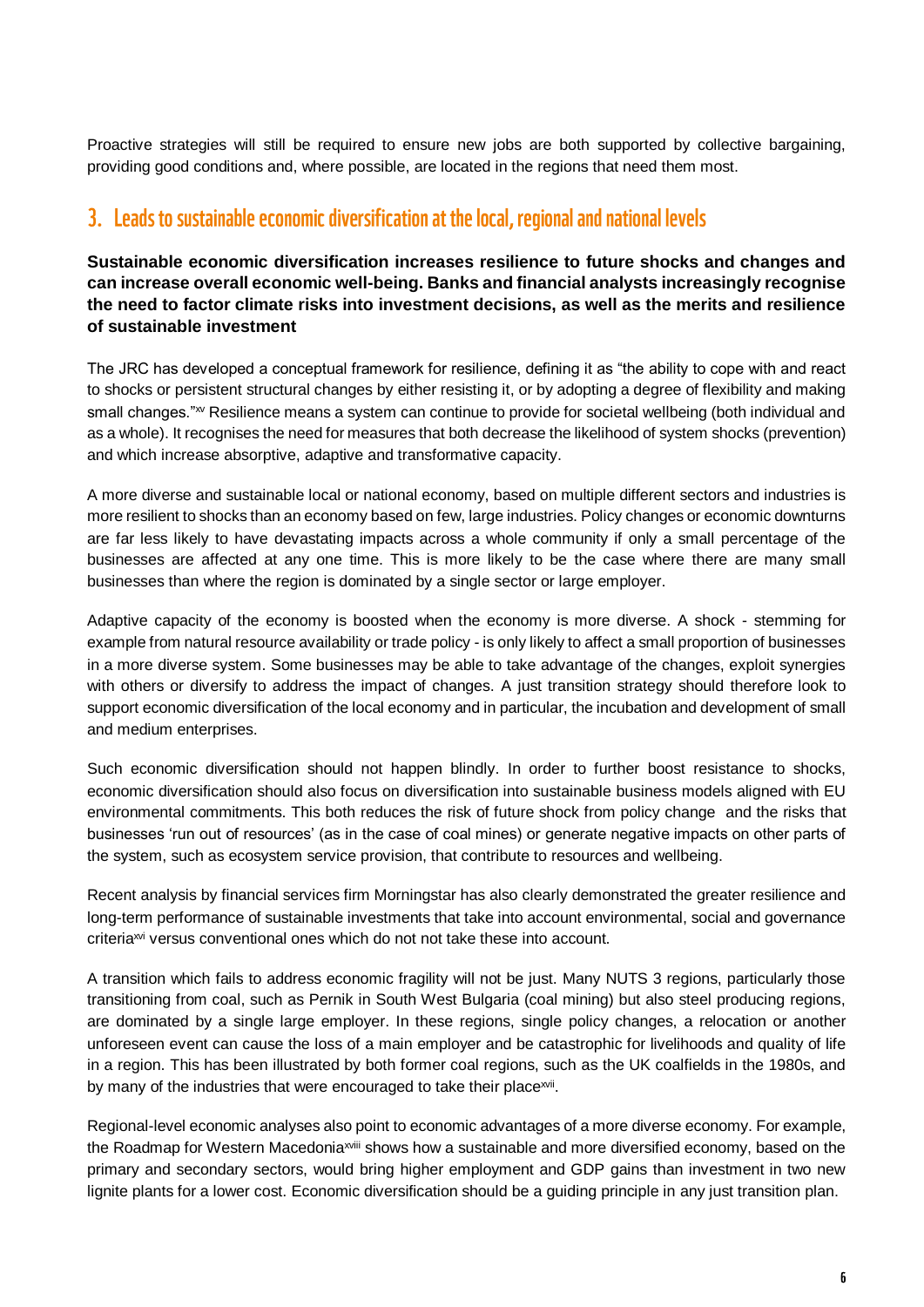Proactive strategies will still be required to ensure new jobs are both supported by collective bargaining, providing good conditions and, where possible, are located in the regions that need them most.

## 3. Leads to sustainable economic diversification at the local, regional and national levels

**Sustainable economic diversification increases resilience to future shocks and changes and can increase overall economic well-being. Banks and financial analysts increasingly recognise the need to factor climate risks into investment decisions, as well as the merits and resilience of sustainable investment**

The JRC has developed a conceptual framework for resilience, defining it as "the ability to cope with and react to shocks or persistent structural changes by either resisting it, or by adopting a degree of flexibility and making small changes."[xv] Resilience means a system can continue to provide for societal wellbeing (both individual and as a whole). It recognises the need for measures that both decrease the likelihood of system shocks (prevention) and which increase absorptive, adaptive and transformative capacity.

A more diverse and sustainable local or national economy, based on multiple different sectors and industries is more resilient to shocks than an economy based on few, large industries. Policy changes or economic downturns are far less likely to have devastating impacts across a whole community if only a small percentage of the businesses are affected at any one time. This is more likely to be the case where there are many small businesses than where the region is dominated by a single sector or large employer.

Adaptive capacity of the economy is boosted when the economy is more diverse. A shock - stemming for example from natural resource availability or trade policy - is only likely to affect a small proportion of businesses in a more diverse system. Some businesses may be able to take advantage of the changes, exploit synergies with others or diversify to address the impact of changes. A just transition strategy should therefore look to support economic diversification of the local economy and in particular, the incubation and development of small and medium enterprises.

Such economic diversification should not happen blindly. In order to further boost resistance to shocks, economic diversification should also focus on diversification into sustainable business models aligned with EU environmental commitments. This both reduces the risk of future shock from policy change and the risks that businesses 'run out of resources' (as in the case of coal mines) or generate negative impacts on other parts of the system, such as ecosystem service provision, that contribute to resources and wellbeing.

Recent analysis by financial services firm Morningstar has also clearly demonstrated the greater resilience and long-term performance of sustainable investments that take into account environmental, social and governance criteria[xvi] versus conventional ones which do not not take these into account.

A transition which fails to address economic fragility will not be just. Many NUTS 3 regions, particularly those transitioning from coal, such as Pernik in South West Bulgaria (coal mining) but also steel producing regions, are dominated by a single large employer. In these regions, single policy changes, a relocation or another unforeseen event can cause the loss of a main employer and be catastrophic for livelihoods and quality of life in a region. This has been illustrated by both former coal regions, such as the UK coalfields in the 1980s, and by many of the industries that were encouraged to take their place[xvii].

Regional-level economic analyses also point to economic advantages of a more diverse economy. For example, the Roadmap for Western Macedonia[xviii] shows how a sustainable and more diversified economy, based on the primary and secondary sectors, would bring higher employment and GDP gains than investment in two new lignite plants for a lower cost. Economic diversification should be a guiding principle in any just transition plan.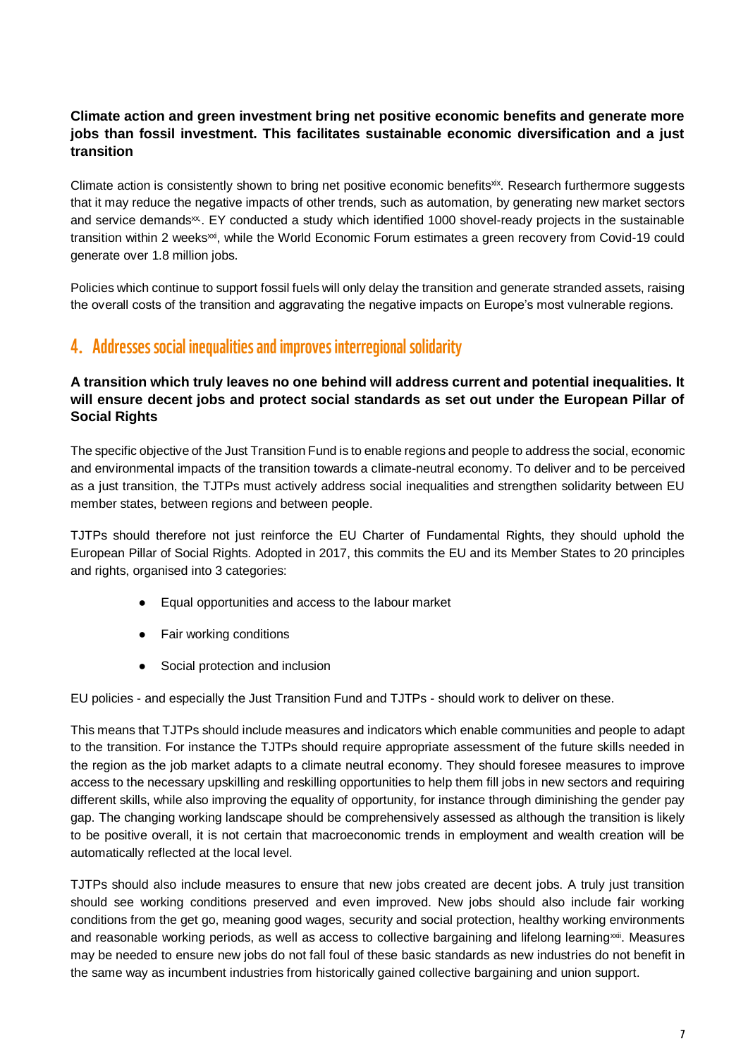**Climate action and green investment bring net positive economic benefits and generate more jobs than fossil investment. This facilitates sustainable economic diversification and a just transition**

Climate action is consistently shown to bring net positive economic benefits[xix]. Research furthermore suggests that it may reduce the negative impacts of other trends, such as automation, by generating new market sectors and service demands[xx]. EY conducted a study which identified 1000 shovel-ready projects in the sustainable transition within 2 weeks[xxi], while the World Economic Forum estimates a green recovery from Covid-19 could generate over 1.8 million jobs.

Policies which continue to support fossil fuels will only delay the transition and generate stranded assets, raising the overall costs of the transition and aggravating the negative impacts on Europe's most vulnerable regions.

## 4. Addresses social inequalities and improves interregional solidarity

**A transition which truly leaves no one behind will address current and potential inequalities. It will ensure decent jobs and protect social standards as set out under the European Pillar of Social Rights**

The specific objective of the Just Transition Fund is to enable regions and people to address the social, economic and environmental impacts of the transition towards a climate-neutral economy. To deliver and to be perceived as a just transition, the TJTPs must actively address social inequalities and strengthen solidarity between EU member states, between regions and between people.

TJTPs should therefore not just reinforce the EU Charter of Fundamental Rights, they should uphold the European Pillar of Social Rights. Adopted in 2017, this commits the EU and its Member States to 20 principles and rights, organised into 3 categories:

- Equal opportunities and access to the labour market
- Fair working conditions
- Social protection and inclusion

EU policies - and especially the Just Transition Fund and TJTPs - should work to deliver on these.

This means that TJTPs should include measures and indicators which enable communities and people to adapt to the transition. For instance the TJTPs should require appropriate assessment of the future skills needed in the region as the job market adapts to a climate neutral economy. They should foresee measures to improve access to the necessary upskilling and reskilling opportunities to help them fill jobs in new sectors and requiring different skills, while also improving the equality of opportunity, for instance through diminishing the gender pay gap. The changing working landscape should be comprehensively assessed as although the transition is likely to be positive overall, it is not certain that macroeconomic trends in employment and wealth creation will be automatically reflected at the local level.

TJTPs should also include measures to ensure that new jobs created are decent jobs. A truly just transition should see working conditions preserved and even improved. New jobs should also include fair working conditions from the get go, meaning good wages, security and social protection, healthy working environments and reasonable working periods, as well as access to collective bargaining and lifelong learning[xxii]. Measures may be needed to ensure new jobs do not fall foul of these basic standards as new industries do not benefit in the same way as incumbent industries from historically gained collective bargaining and union support.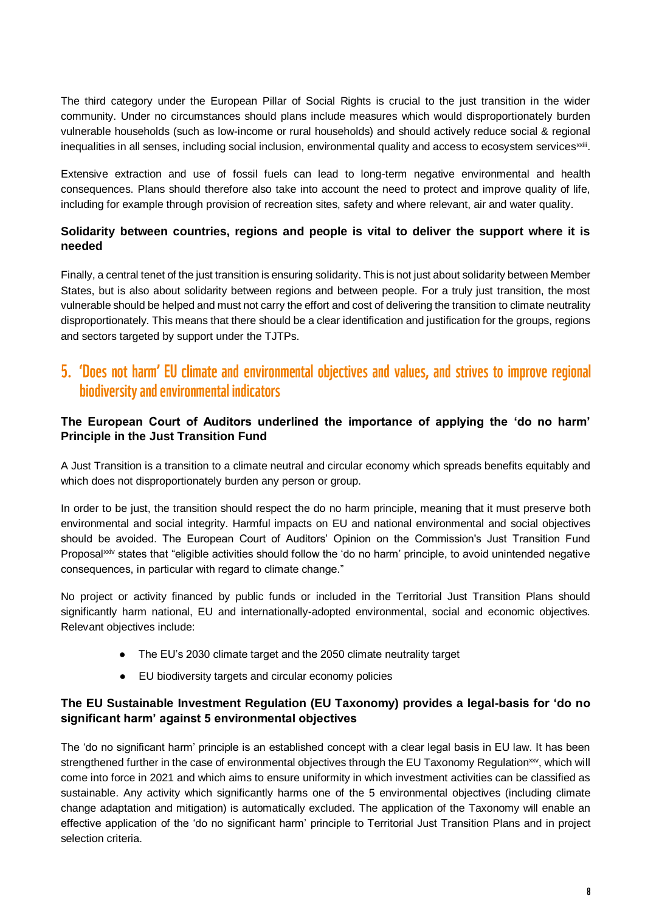The third category under the European Pillar of Social Rights is crucial to the just transition in the wider community. Under no circumstances should plans include measures which would disproportionately burden vulnerable households (such as low-income or rural households) and should actively reduce social & regional inequalities in all senses, including social inclusion, environmental quality and access to ecosystem services[xxiii].

Extensive extraction and use of fossil fuels can lead to long-term negative environmental and health consequences. Plans should therefore also take into account the need to protect and improve quality of life, including for example through provision of recreation sites, safety and where relevant, air and water quality.

### Solidarity between countries, regions and people is vital to deliver the support where it is needed

Finally, a central tenet of the just transition is ensuring solidarity. This is not just about solidarity between Member States, but is also about solidarity between regions and between people. For a truly just transition, the most vulnerable should be helped and must not carry the effort and cost of delivering the transition to climate neutrality disproportionately. This means that there should be a clear identification and justification for the groups, regions and sectors targeted by support under the TJTPs.

## 5. 'Does not harm' EU climate and environmental objectives and values, and strives to improve regional biodiversity and environmental indicators

### The European Court of Auditors underlined the importance of applying the 'do no harm' Principle in the Just Transition Fund

A Just Transition is a transition to a climate neutral and circular economy which spreads benefits equitably and which does not disproportionately burden any person or group.

In order to be just, the transition should respect the do no harm principle, meaning that it must preserve both environmental and social integrity. Harmful impacts on EU and national environmental and social objectives should be avoided. The European Court of Auditors' Opinion on the Commission's Just Transition Fund Proposal[xxiv] states that "eligible activities should follow the 'do no harm' principle, to avoid unintended negative consequences, in particular with regard to climate change."

No project or activity financed by public funds or included in the Territorial Just Transition Plans should significantly harm national, EU and internationally-adopted environmental, social and economic objectives. Relevant objectives include:

- The EU's 2030 climate target and the 2050 climate neutrality target
- EU biodiversity targets and circular economy policies

### The EU Sustainable Investment Regulation (EU Taxonomy) provides a legal-basis for 'do no significant harm' against 5 environmental objectives

The 'do no significant harm' principle is an established concept with a clear legal basis in EU law. It has been strengthened further in the case of environmental objectives through the EU Taxonomy Regulation[xxv], which will come into force in 2021 and which aims to ensure uniformity in which investment activities can be classified as sustainable. Any activity which significantly harms one of the 5 environmental objectives (including climate change adaptation and mitigation) is automatically excluded. The application of the Taxonomy will enable an effective application of the 'do no significant harm' principle to Territorial Just Transition Plans and in project selection criteria.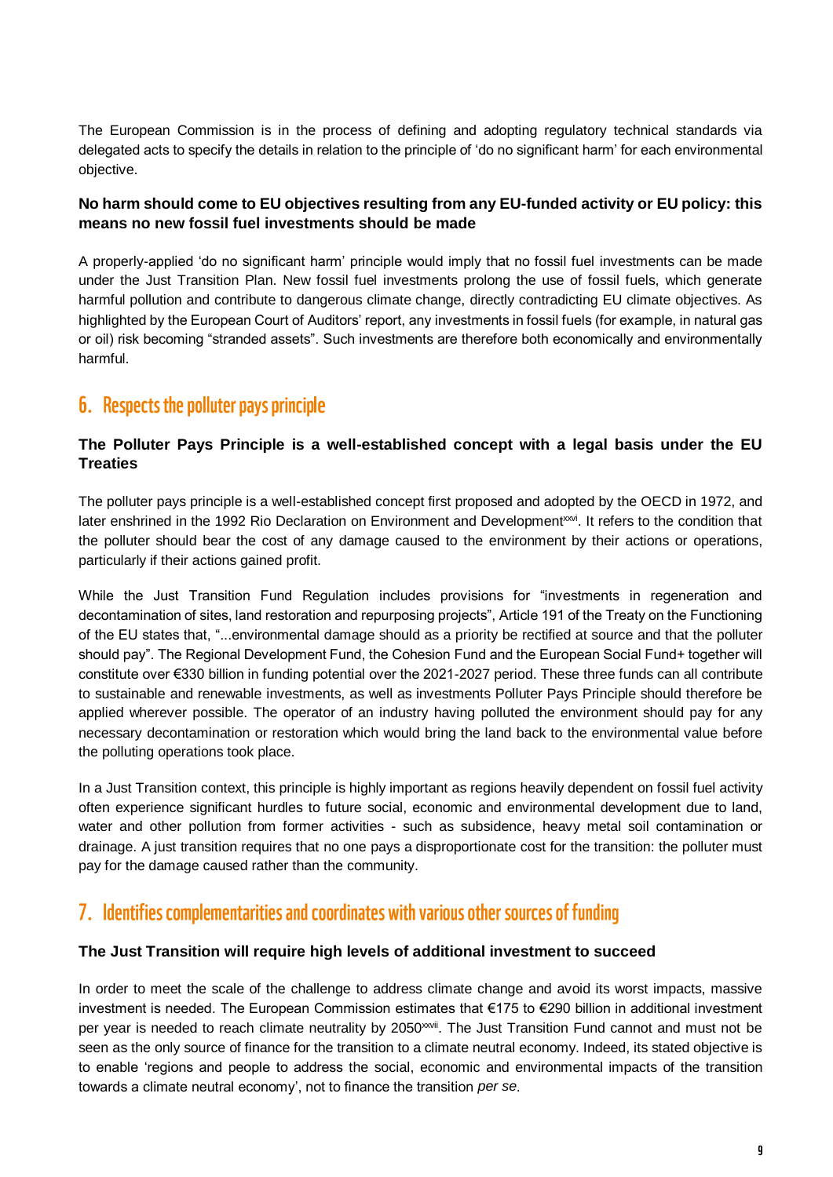The European Commission is in the process of defining and adopting regulatory technical standards via delegated acts to specify the details in relation to the principle of 'do no significant harm' for each environmental objective.

**No harm should come to EU objectives resulting from any EU-funded activity or EU policy: this means no new fossil fuel investments should be made**

A properly-applied 'do no significant harm' principle would imply that no fossil fuel investments can be made under the Just Transition Plan. New fossil fuel investments prolong the use of fossil fuels, which generate harmful pollution and contribute to dangerous climate change, directly contradicting EU climate objectives. As highlighted by the European Court of Auditors' report, any investments in fossil fuels (for example, in natural gas or oil) risk becoming "stranded assets". Such investments are therefore both economically and environmentally harmful.

## 6. Respects the polluter pays principle

**The Polluter Pays Principle is a well-established concept with a legal basis under the EU Treaties**

The polluter pays principle is a well-established concept first proposed and adopted by the OECD in 1972, and later enshrined in the 1992 Rio Declaration on Environment and Development[xxvi]. It refers to the condition that the polluter should bear the cost of any damage caused to the environment by their actions or operations, particularly if their actions gained profit.

While the Just Transition Fund Regulation includes provisions for "investments in regeneration and decontamination of sites, land restoration and repurposing projects", Article 191 of the Treaty on the Functioning of the EU states that, "...environmental damage should as a priority be rectified at source and that the polluter should pay". The Regional Development Fund, the Cohesion Fund and the European Social Fund+ together will constitute over €330 billion in funding potential over the 2021-2027 period. These three funds can all contribute to sustainable and renewable investments, as well as investments Polluter Pays Principle should therefore be applied wherever possible. The operator of an industry having polluted the environment should pay for any necessary decontamination or restoration which would bring the land back to the environmental value before the polluting operations took place.

In a Just Transition context, this principle is highly important as regions heavily dependent on fossil fuel activity often experience significant hurdles to future social, economic and environmental development due to land, water and other pollution from former activities - such as subsidence, heavy metal soil contamination or drainage. A just transition requires that no one pays a disproportionate cost for the transition: the polluter must pay for the damage caused rather than the community.

## 7. Identifies complementarities and coordinates with various other sources of funding

**The Just Transition will require high levels of additional investment to succeed**

In order to meet the scale of the challenge to address climate change and avoid its worst impacts, massive investment is needed. The European Commission estimates that €175 to €290 billion in additional investment per year is needed to reach climate neutrality by 2050[xxvii]. The Just Transition Fund cannot and must not be seen as the only source of finance for the transition to a climate neutral economy. Indeed, its stated objective is to enable 'regions and people to address the social, economic and environmental impacts of the transition towards a climate neutral economy', not to finance the transition *per se*.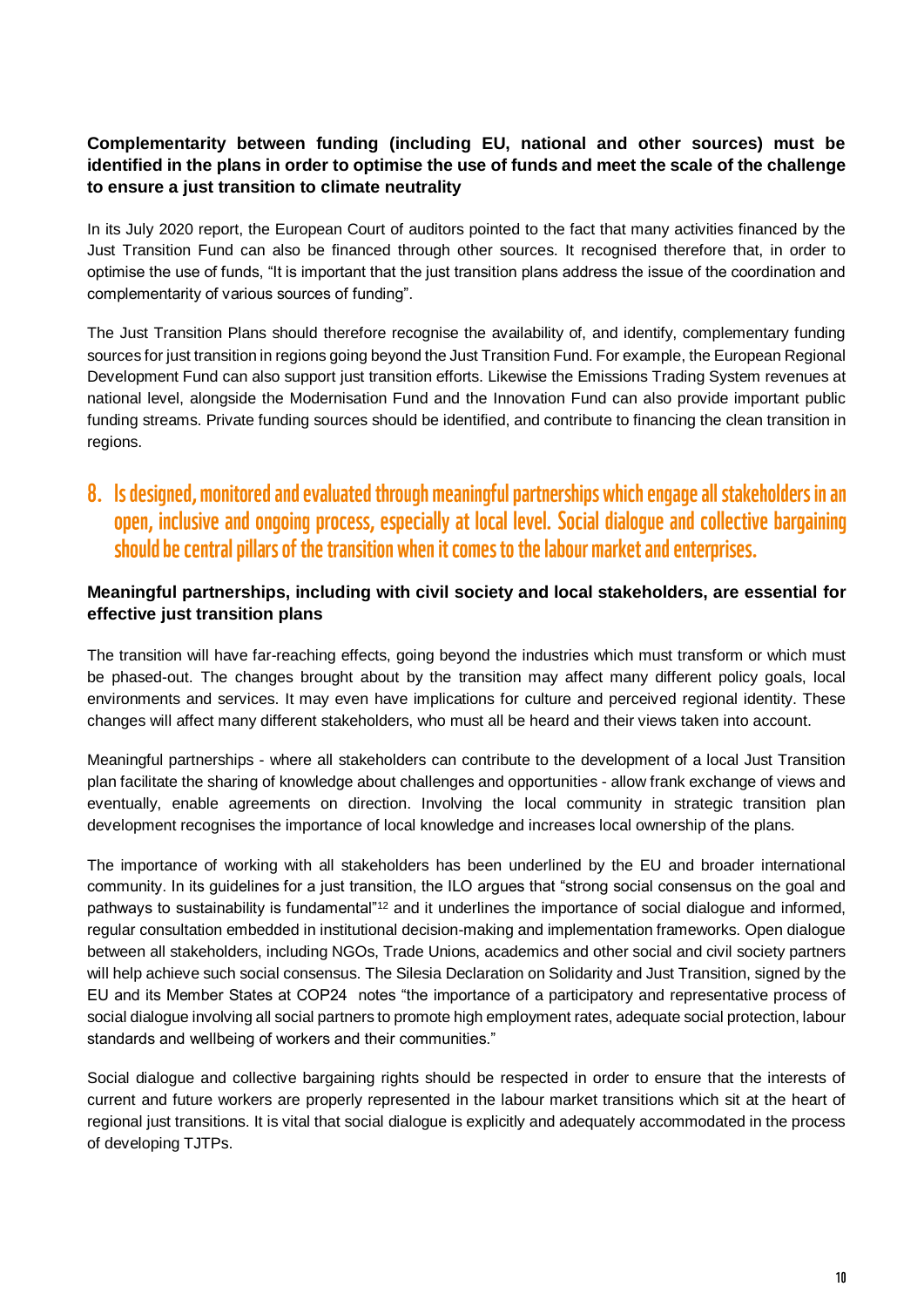**Complementarity between funding (including EU, national and other sources) must be identified in the plans in order to optimise the use of funds and meet the scale of the challenge to ensure a just transition to climate neutrality**

In its July 2020 report, the European Court of auditors pointed to the fact that many activities financed by the Just Transition Fund can also be financed through other sources. It recognised therefore that, in order to optimise the use of funds, "It is important that the just transition plans address the issue of the coordination and complementarity of various sources of funding".

The Just Transition Plans should therefore recognise the availability of, and identify, complementary funding sources for just transition in regions going beyond the Just Transition Fund. For example, the European Regional Development Fund can also support just transition efforts. Likewise the Emissions Trading System revenues at national level, alongside the Modernisation Fund and the Innovation Fund can also provide important public funding streams. Private funding sources should be identified, and contribute to financing the clean transition in regions.

## 8. Is designed, monitored and evaluated through meaningful partnerships which engage all stakeholders in an open, inclusive and ongoing process, especially at local level. Social dialogue and collective bargaining should be central pillars of the transition when it comes to the labour market and enterprises.

**Meaningful partnerships, including with civil society and local stakeholders, are essential for effective just transition plans**

The transition will have far-reaching effects, going beyond the industries which must transform or which must be phased-out. The changes brought about by the transition may affect many different policy goals, local environments and services. It may even have implications for culture and perceived regional identity. These changes will affect many different stakeholders, who must all be heard and their views taken into account.

Meaningful partnerships - where all stakeholders can contribute to the development of a local Just Transition plan facilitate the sharing of knowledge about challenges and opportunities - allow frank exchange of views and eventually, enable agreements on direction. Involving the local community in strategic transition plan development recognises the importance of local knowledge and increases local ownership of the plans.

The importance of working with all stakeholders has been underlined by the EU and broader international community. In its guidelines for a just transition, the ILO argues that "strong social consensus on the goal and pathways to sustainability is fundamental"[12] and it underlines the importance of social dialogue and informed, regular consultation embedded in institutional decision-making and implementation frameworks. Open dialogue between all stakeholders, including NGOs, Trade Unions, academics and other social and civil society partners will help achieve such social consensus. The Silesia Declaration on Solidarity and Just Transition, signed by the EU and its Member States at COP24 notes "the importance of a participatory and representative process of social dialogue involving all social partners to promote high employment rates, adequate social protection, labour standards and wellbeing of workers and their communities."

Social dialogue and collective bargaining rights should be respected in order to ensure that the interests of current and future workers are properly represented in the labour market transitions which sit at the heart of regional just transitions. It is vital that social dialogue is explicitly and adequately accommodated in the process of developing TJTPs.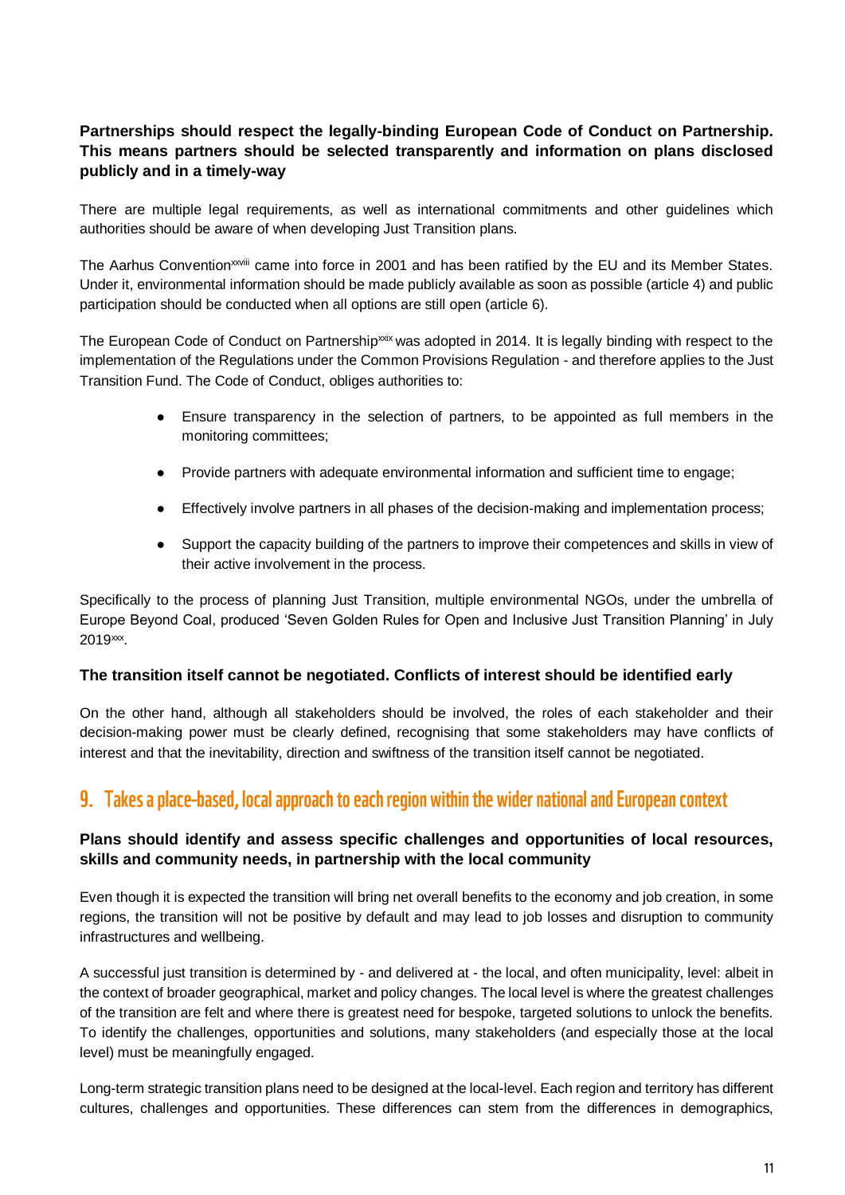**Partnerships should respect the legally-binding European Code of Conduct on Partnership. This means partners should be selected transparently and information on plans disclosed publicly and in a timely-way**

There are multiple legal requirements, as well as international commitments and other guidelines which authorities should be aware of when developing Just Transition plans.

The Aarhus Convention[xxviii] came into force in 2001 and has been ratified by the EU and its Member States. Under it, environmental information should be made publicly available as soon as possible (article 4) and public participation should be conducted when all options are still open (article 6).

The European Code of Conduct on Partnership[xxix] was adopted in 2014. It is legally binding with respect to the implementation of the Regulations under the Common Provisions Regulation - and therefore applies to the Just Transition Fund. The Code of Conduct, obliges authorities to:

- Ensure transparency in the selection of partners, to be appointed as full members in the monitoring committees;
- Provide partners with adequate environmental information and sufficient time to engage;
- Effectively involve partners in all phases of the decision-making and implementation process;
- Support the capacity building of the partners to improve their competences and skills in view of their active involvement in the process.

Specifically to the process of planning Just Transition, multiple environmental NGOs, under the umbrella of Europe Beyond Coal, produced 'Seven Golden Rules for Open and Inclusive Just Transition Planning' in July 2019[xxx].

**The transition itself cannot be negotiated. Conflicts of interest should be identified early**

On the other hand, although all stakeholders should be involved, the roles of each stakeholder and their decision-making power must be clearly defined, recognising that some stakeholders may have conflicts of interest and that the inevitability, direction and swiftness of the transition itself cannot be negotiated.

## 9. Takes a place-based, local approach to each region within the wider national and European context

**Plans should identify and assess specific challenges and opportunities of local resources, skills and community needs, in partnership with the local community**

Even though it is expected the transition will bring net overall benefits to the economy and job creation, in some regions, the transition will not be positive by default and may lead to job losses and disruption to community infrastructures and wellbeing.

A successful just transition is determined by - and delivered at - the local, and often municipality, level: albeit in the context of broader geographical, market and policy changes. The local level is where the greatest challenges of the transition are felt and where there is greatest need for bespoke, targeted solutions to unlock the benefits. To identify the challenges, opportunities and solutions, many stakeholders (and especially those at the local level) must be meaningfully engaged.

Long-term strategic transition plans need to be designed at the local-level. Each region and territory has different cultures, challenges and opportunities. These differences can stem from the differences in demographics,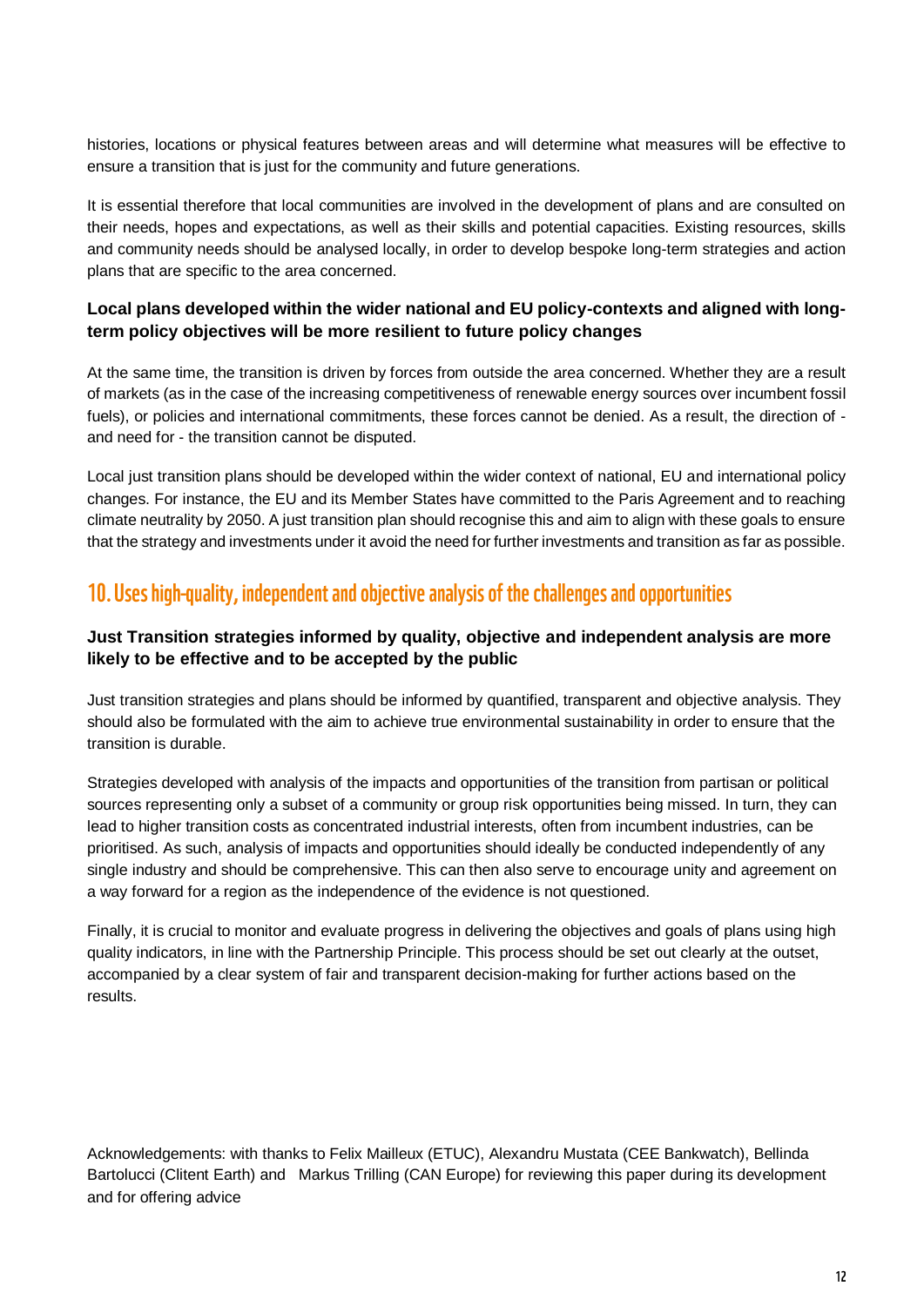histories, locations or physical features between areas and will determine what measures will be effective to ensure a transition that is just for the community and future generations.

It is essential therefore that local communities are involved in the development of plans and are consulted on their needs, hopes and expectations, as well as their skills and potential capacities. Existing resources, skills and community needs should be analysed locally, in order to develop bespoke long-term strategies and action plans that are specific to the area concerned.

**Local plans developed within the wider national and EU policy-contexts and aligned with long-term policy objectives will be more resilient to future policy changes**

At the same time, the transition is driven by forces from outside the area concerned. Whether they are a result of markets (as in the case of the increasing competitiveness of renewable energy sources over incumbent fossil fuels), or policies and international commitments, these forces cannot be denied. As a result, the direction of - and need for - the transition cannot be disputed.

Local just transition plans should be developed within the wider context of national, EU and international policy changes. For instance, the EU and its Member States have committed to the Paris Agreement and to reaching climate neutrality by 2050. A just transition plan should recognise this and aim to align with these goals to ensure that the strategy and investments under it avoid the need for further investments and transition as far as possible.

## 10. Uses high-quality, independent and objective analysis of the challenges and opportunities

**Just Transition strategies informed by quality, objective and independent analysis are more likely to be effective and to be accepted by the public**

Just transition strategies and plans should be informed by quantified, transparent and objective analysis. They should also be formulated with the aim to achieve true environmental sustainability in order to ensure that the transition is durable.

Strategies developed with analysis of the impacts and opportunities of the transition from partisan or political sources representing only a subset of a community or group risk opportunities being missed. In turn, they can lead to higher transition costs as concentrated industrial interests, often from incumbent industries, can be prioritised. As such, analysis of impacts and opportunities should ideally be conducted independently of any single industry and should be comprehensive. This can then also serve to encourage unity and agreement on a way forward for a region as the independence of the evidence is not questioned.

Finally, it is crucial to monitor and evaluate progress in delivering the objectives and goals of plans using high quality indicators, in line with the Partnership Principle. This process should be set out clearly at the outset, accompanied by a clear system of fair and transparent decision-making for further actions based on the results.

Acknowledgements: with thanks to Felix Mailleux (ETUC), Alexandru Mustata (CEE Bankwatch), Bellinda Bartolucci (Clitent Earth) and Markus Trilling (CAN Europe) for reviewing this paper during its development and for offering advice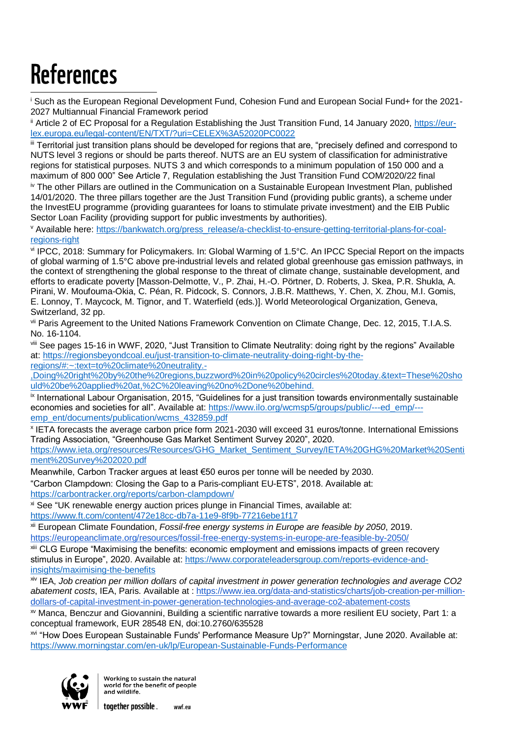# References

[i] Such as the European Regional Development Fund, Cohesion Fund and European Social Fund+ for the 2021-2027 Multiannual Financial Framework period

[ii] Article 2 of EC Proposal for a Regulation Establishing the Just Transition Fund, 14 January 2020, https://eur-lex.europa.eu/legal-content/EN/TXT/?uri=CELEX%3A52020PC0022

[iii] Territorial just transition plans should be developed for regions that are, "precisely defined and correspond to NUTS level 3 regions or should be parts thereof. NUTS are an EU system of classification for administrative regions for statistical purposes. NUTS 3 and which corresponds to a minimum population of 150 000 and a maximum of 800 000" See Article 7, Regulation establishing the Just Transition Fund COM/2020/22 final

[iv] The other Pillars are outlined in the Communication on a Sustainable European Investment Plan, published 14/01/2020. The three pillars together are the Just Transition Fund (providing public grants), a scheme under the InvestEU programme (providing guarantees for loans to stimulate private investment) and the EIB Public Sector Loan Facility (providing support for public investments by authorities).

[v] Available here: https://bankwatch.org/press_release/a-checklist-to-ensure-getting-territorial-plans-for-coal-regions-right

[vi] IPCC, 2018: Summary for Policymakers. In: Global Warming of 1.5°C. An IPCC Special Report on the impacts of global warming of 1.5°C above pre-industrial levels and related global greenhouse gas emission pathways, in the context of strengthening the global response to the threat of climate change, sustainable development, and efforts to eradicate poverty [Masson-Delmotte, V., P. Zhai, H.-O. Pörtner, D. Roberts, J. Skea, P.R. Shukla, A. Pirani, W. Moufouma-Okia, C. Péan, R. Pidcock, S. Connors, J.B.R. Matthews, Y. Chen, X. Zhou, M.I. Gomis, E. Lonnoy, T. Maycock, M. Tignor, and T. Waterfield (eds.)]. World Meteorological Organization, Geneva, Switzerland, 32 pp.

[vii] Paris Agreement to the United Nations Framework Convention on Climate Change, Dec. 12, 2015, T.I.A.S. No. 16-1104.

[viii] See pages 15-16 in WWF, 2020, "Just Transition to Climate Neutrality: doing right by the regions" Available at: https://regionsbeyondcoal.eu/just-transition-to-climate-neutrality-doing-right-by-the-regions/#:~:text=to%20climate%20neutrality.-,Doing%20right%20by%20the%20regions,buzzword%20in%20policy%20circles%20today.&text=These%20should%20be%20applied%20at,%2C%20leaving%20no%2Done%20behind.

[ix] International Labour Organisation, 2015, "Guidelines for a just transition towards environmentally sustainable economies and societies for all". Available at: https://www.ilo.org/wcmsp5/groups/public/---ed_emp/---emp_ent/documents/publication/wcms_432859.pdf

[x] IETA forecasts the average carbon price form 2021-2030 will exceed 31 euros/tonne. International Emissions Trading Association, "Greenhouse Gas Market Sentiment Survey 2020", 2020. https://www.ieta.org/resources/Resources/GHG_Market_Sentiment_Survey/IETA%20GHG%20Market%20Sentiment%20Survey%202020.pdf

Meanwhile, Carbon Tracker argues at least €50 euros per tonne will be needed by 2030. "Carbon Clampdown: Closing the Gap to a Paris-compliant EU-ETS", 2018. Available at: https://carbontracker.org/reports/carbon-clampdown/

[xi] See "UK renewable energy auction prices plunge in Financial Times, available at: https://www.ft.com/content/472e18cc-db7a-11e9-8f9b-77216ebe1f17

[xii] European Climate Foundation, *Fossil-free energy systems in Europe are feasible by 2050*, 2019. https://europeanclimate.org/resources/fossil-free-energy-systems-in-europe-are-feasible-by-2050/

[xiii] CLG Europe "Maximising the benefits: economic employment and emissions impacts of green recovery stimulus in Europe", 2020. Available at: https://www.corporateleadersgroup.com/reports-evidence-and-insights/maximising-the-benefits

[xiv] IEA, *Job creation per million dollars of capital investment in power generation technologies and average CO2 abatement costs*, IEA, Paris. Available at : https://www.iea.org/data-and-statistics/charts/job-creation-per-million-dollars-of-capital-investment-in-power-generation-technologies-and-average-co2-abatement-costs

[xv] Manca, Benczur and Giovannini, Building a scientific narrative towards a more resilient EU society, Part 1: a conceptual framework, EUR 28548 EN, doi:10.2760/635528

[xvi] "How Does European Sustainable Funds' Performance Measure Up?" Morningstar, June 2020. Available at: https://www.morningstar.com/en-uk/lp/European-Sustainable-Funds-Performance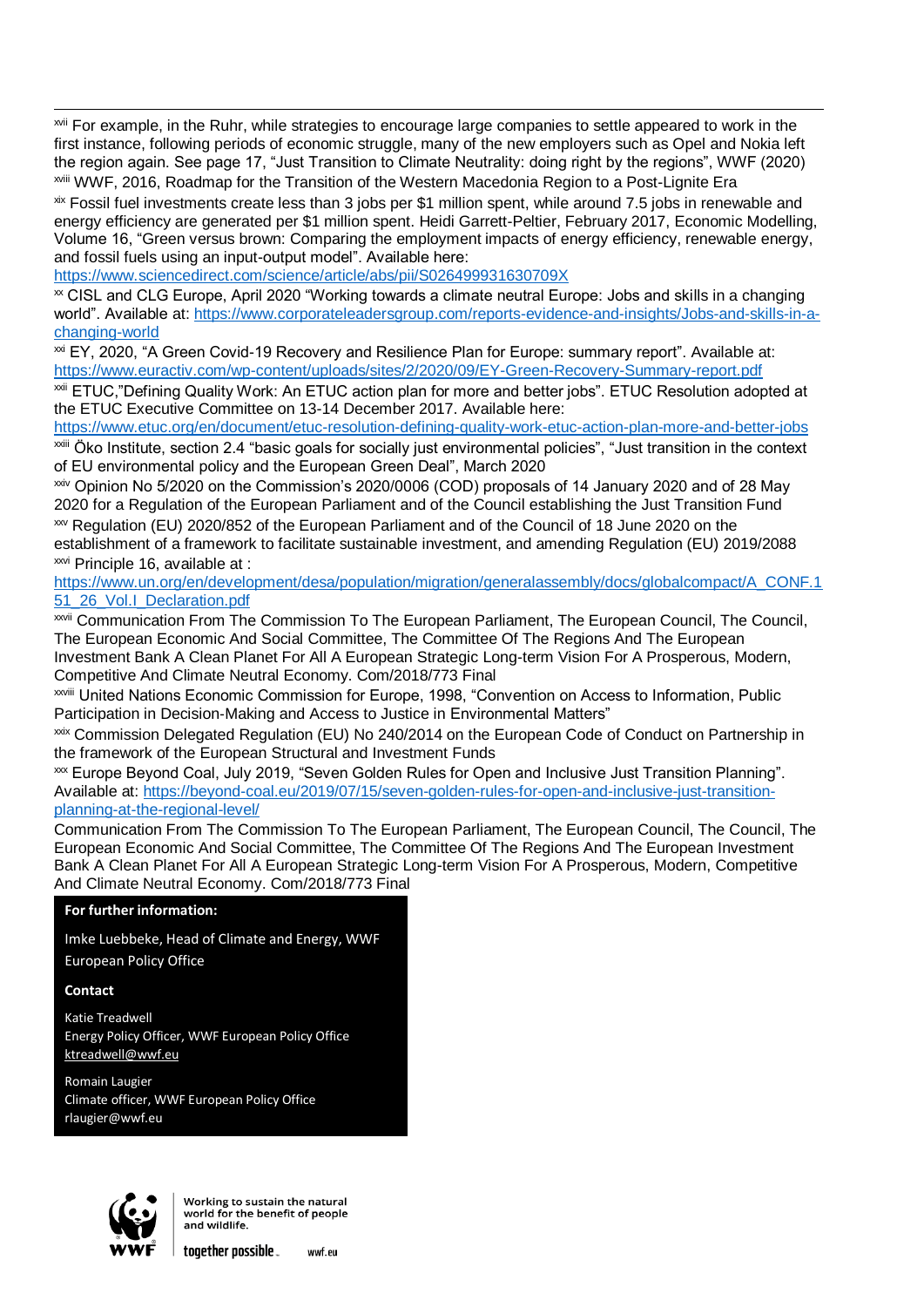[xvii] For example, in the Ruhr, while strategies to encourage large companies to settle appeared to work in the first instance, following periods of economic struggle, many of the new employers such as Opel and Nokia left the region again. See page 17, "Just Transition to Climate Neutrality: doing right by the regions", WWF (2020)

[xviii] WWF, 2016, Roadmap for the Transition of the Western Macedonia Region to a Post-Lignite Era

[xix] Fossil fuel investments create less than 3 jobs per $1 million spent, while around 7.5 jobs in renewable and energy efficiency are generated per $1 million spent. Heidi Garrett-Peltier, February 2017, Economic Modelling, Volume 16, "Green versus brown: Comparing the employment impacts of energy efficiency, renewable energy, and fossil fuels using an input-output model". Available here: https://www.sciencedirect.com/science/article/abs/pii/S026499931630709X

[xx] CISL and CLG Europe, April 2020 "Working towards a climate neutral Europe: Jobs and skills in a changing world". Available at: https://www.corporateleadersgroup.com/reports-evidence-and-insights/Jobs-and-skills-in-a-changing-world

[xxi] EY, 2020, "A Green Covid-19 Recovery and Resilience Plan for Europe: summary report". Available at: https://www.euractiv.com/wp-content/uploads/sites/2/2020/09/EY-Green-Recovery-Summary-report.pdf

[xxii] ETUC,"Defining Quality Work: An ETUC action plan for more and better jobs". ETUC Resolution adopted at the ETUC Executive Committee on 13-14 December 2017. Available here: https://www.etuc.org/en/document/etuc-resolution-defining-quality-work-etuc-action-plan-more-and-better-jobs

[xxiii] Öko Institute, section 2.4 "basic goals for socially just environmental policies", "Just transition in the context of EU environmental policy and the European Green Deal", March 2020

[xxiv] Opinion No 5/2020 on the Commission's 2020/0006 (COD) proposals of 14 January 2020 and of 28 May 2020 for a Regulation of the European Parliament and of the Council establishing the Just Transition Fund

[xxv] Regulation (EU) 2020/852 of the European Parliament and of the Council of 18 June 2020 on the establishment of a framework to facilitate sustainable investment, and amending Regulation (EU) 2019/2088

[xxvi] Principle 16, available at : https://www.un.org/en/development/desa/population/migration/generalassembly/docs/globalcompact/A_CONF.151_26_Vol.I_Declaration.pdf

[xxvii] Communication From The Commission To The European Parliament, The European Council, The Council, The European Economic And Social Committee, The Committee Of The Regions And The European Investment Bank A Clean Planet For All A European Strategic Long-term Vision For A Prosperous, Modern, Competitive And Climate Neutral Economy. Com/2018/773 Final

[xxviii] United Nations Economic Commission for Europe, 1998, "Convention on Access to Information, Public Participation in Decision-Making and Access to Justice in Environmental Matters"

[xxix] Commission Delegated Regulation (EU) No 240/2014 on the European Code of Conduct on Partnership in the framework of the European Structural and Investment Funds

[xxx] Europe Beyond Coal, July 2019, "Seven Golden Rules for Open and Inclusive Just Transition Planning". Available at: https://beyond-coal.eu/2019/07/15/seven-golden-rules-for-open-and-inclusive-just-transition-planning-at-the-regional-level/

Communication From The Commission To The European Parliament, The European Council, The Council, The European Economic And Social Committee, The Committee Of The Regions And The European Investment Bank A Clean Planet For All A European Strategic Long-term Vision For A Prosperous, Modern, Competitive And Climate Neutral Economy. Com/2018/773 Final

**For further information:**

Imke Luebbeke, Head of Climate and Energy, WWF European Policy Office

**Contact**

Katie Treadwell
Energy Policy Officer, WWF European Policy Office
ktreadwell@wwf.eu

Romain Laugier
Climate officer, WWF European Policy Office
rlaugier@wwf.eu

Working to sustain the natural world for the benefit of people and wildlife.

together possible. wwf.eu